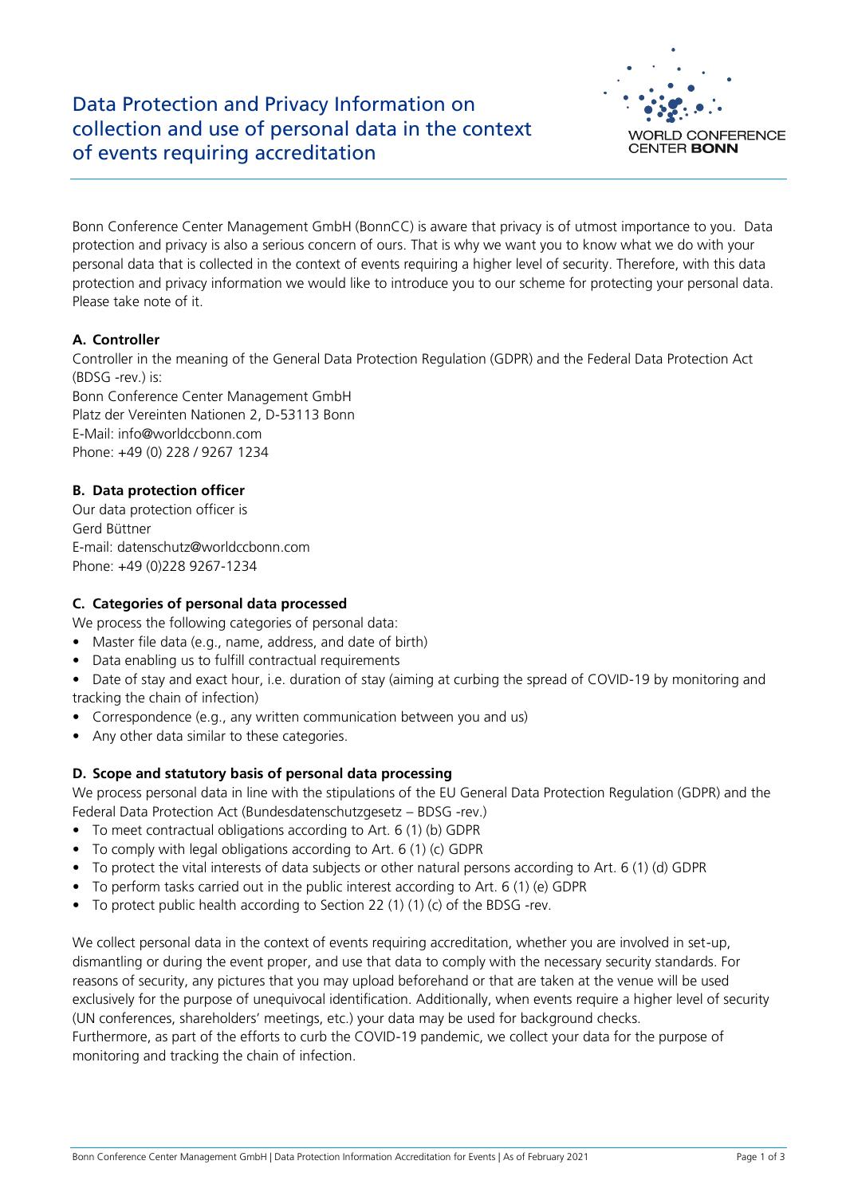# Data Protection and Privacy Information on collection and use of personal data in the context of events requiring accreditation

WORLD CONFERENCE CENTER **BONN**

Bonn Conference Center Management GmbH (BonnCC) is aware that privacy is of utmost importance to you. Data protection and privacy is also a serious concern of ours. That is why we want you to know what we do with your personal data that is collected in the context of events requiring a higher level of security. Therefore, with this data protection and privacy information we would like to introduce you to our scheme for protecting your personal data. Please take note of it.

## A. Controller

Controller in the meaning of the General Data Protection Regulation (GDPR) and the Federal Data Protection Act (BDSG -rev.) is:
Bonn Conference Center Management GmbH
Platz der Vereinten Nationen 2, D-53113 Bonn
E-Mail: info@worldccbonn.com
Phone: +49 (0) 228 / 9267 1234

## B. Data protection officer

Our data protection officer is
Gerd Büttner
E-mail: datenschutz@worldccbonn.com
Phone: +49 (0)228 9267-1234

## C. Categories of personal data processed

We process the following categories of personal data:

- Master file data (e.g., name, address, and date of birth)
- Data enabling us to fulfill contractual requirements
- Date of stay and exact hour, i.e. duration of stay (aiming at curbing the spread of COVID-19 by monitoring and tracking the chain of infection)
- Correspondence (e.g., any written communication between you and us)
- Any other data similar to these categories.

## D. Scope and statutory basis of personal data processing

We process personal data in line with the stipulations of the EU General Data Protection Regulation (GDPR) and the Federal Data Protection Act (Bundesdatenschutzgesetz – BDSG -rev.)

- To meet contractual obligations according to Art. 6 (1) (b) GDPR
- To comply with legal obligations according to Art. 6 (1) (c) GDPR
- To protect the vital interests of data subjects or other natural persons according to Art. 6 (1) (d) GDPR
- To perform tasks carried out in the public interest according to Art. 6 (1) (e) GDPR
- To protect public health according to Section 22 (1) (1) (c) of the BDSG -rev.

We collect personal data in the context of events requiring accreditation, whether you are involved in set-up, dismantling or during the event proper, and use that data to comply with the necessary security standards. For reasons of security, any pictures that you may upload beforehand or that are taken at the venue will be used exclusively for the purpose of unequivocal identification. Additionally, when events require a higher level of security (UN conferences, shareholders' meetings, etc.) your data may be used for background checks.
Furthermore, as part of the efforts to curb the COVID-19 pandemic, we collect your data for the purpose of monitoring and tracking the chain of infection.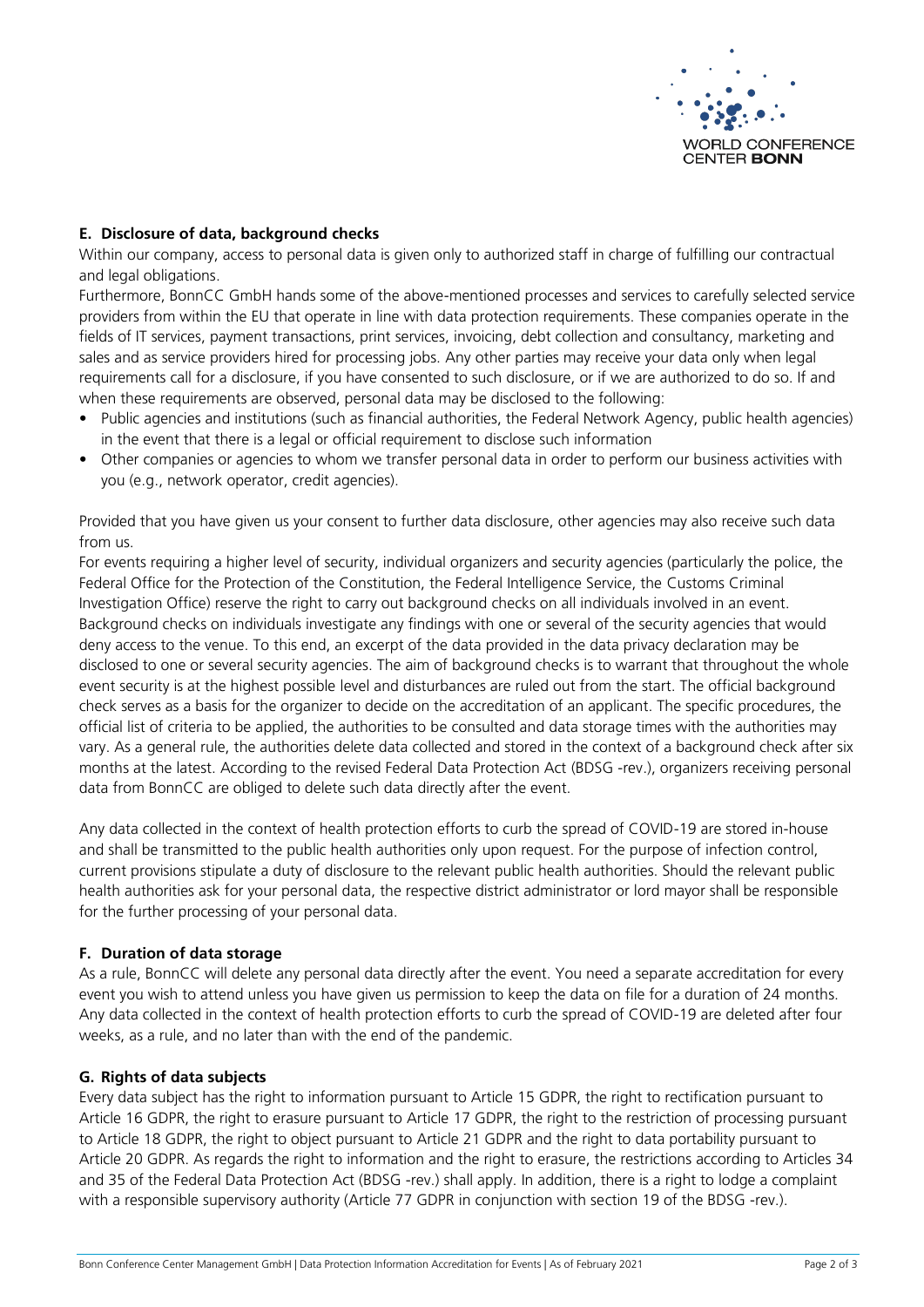### E. Disclosure of data, background checks

Within our company, access to personal data is given only to authorized staff in charge of fulfilling our contractual and legal obligations.

Furthermore, BonnCC GmbH hands some of the above-mentioned processes and services to carefully selected service providers from within the EU that operate in line with data protection requirements. These companies operate in the fields of IT services, payment transactions, print services, invoicing, debt collection and consultancy, marketing and sales and as service providers hired for processing jobs. Any other parties may receive your data only when legal requirements call for a disclosure, if you have consented to such disclosure, or if we are authorized to do so. If and when these requirements are observed, personal data may be disclosed to the following:

- Public agencies and institutions (such as financial authorities, the Federal Network Agency, public health agencies) in the event that there is a legal or official requirement to disclose such information
- Other companies or agencies to whom we transfer personal data in order to perform our business activities with you (e.g., network operator, credit agencies).

Provided that you have given us your consent to further data disclosure, other agencies may also receive such data from us.

For events requiring a higher level of security, individual organizers and security agencies (particularly the police, the Federal Office for the Protection of the Constitution, the Federal Intelligence Service, the Customs Criminal Investigation Office) reserve the right to carry out background checks on all individuals involved in an event. Background checks on individuals investigate any findings with one or several of the security agencies that would deny access to the venue. To this end, an excerpt of the data provided in the data privacy declaration may be disclosed to one or several security agencies. The aim of background checks is to warrant that throughout the whole event security is at the highest possible level and disturbances are ruled out from the start. The official background check serves as a basis for the organizer to decide on the accreditation of an applicant. The specific procedures, the official list of criteria to be applied, the authorities to be consulted and data storage times with the authorities may vary. As a general rule, the authorities delete data collected and stored in the context of a background check after six months at the latest. According to the revised Federal Data Protection Act (BDSG -rev.), organizers receiving personal data from BonnCC are obliged to delete such data directly after the event.

Any data collected in the context of health protection efforts to curb the spread of COVID-19 are stored in-house and shall be transmitted to the public health authorities only upon request. For the purpose of infection control, current provisions stipulate a duty of disclosure to the relevant public health authorities. Should the relevant public health authorities ask for your personal data, the respective district administrator or lord mayor shall be responsible for the further processing of your personal data.

### F. Duration of data storage

As a rule, BonnCC will delete any personal data directly after the event. You need a separate accreditation for every event you wish to attend unless you have given us permission to keep the data on file for a duration of 24 months. Any data collected in the context of health protection efforts to curb the spread of COVID-19 are deleted after four weeks, as a rule, and no later than with the end of the pandemic.

### G. Rights of data subjects

Every data subject has the right to information pursuant to Article 15 GDPR, the right to rectification pursuant to Article 16 GDPR, the right to erasure pursuant to Article 17 GDPR, the right to the restriction of processing pursuant to Article 18 GDPR, the right to object pursuant to Article 21 GDPR and the right to data portability pursuant to Article 20 GDPR. As regards the right to information and the right to erasure, the restrictions according to Articles 34 and 35 of the Federal Data Protection Act (BDSG -rev.) shall apply. In addition, there is a right to lodge a complaint with a responsible supervisory authority (Article 77 GDPR in conjunction with section 19 of the BDSG -rev.).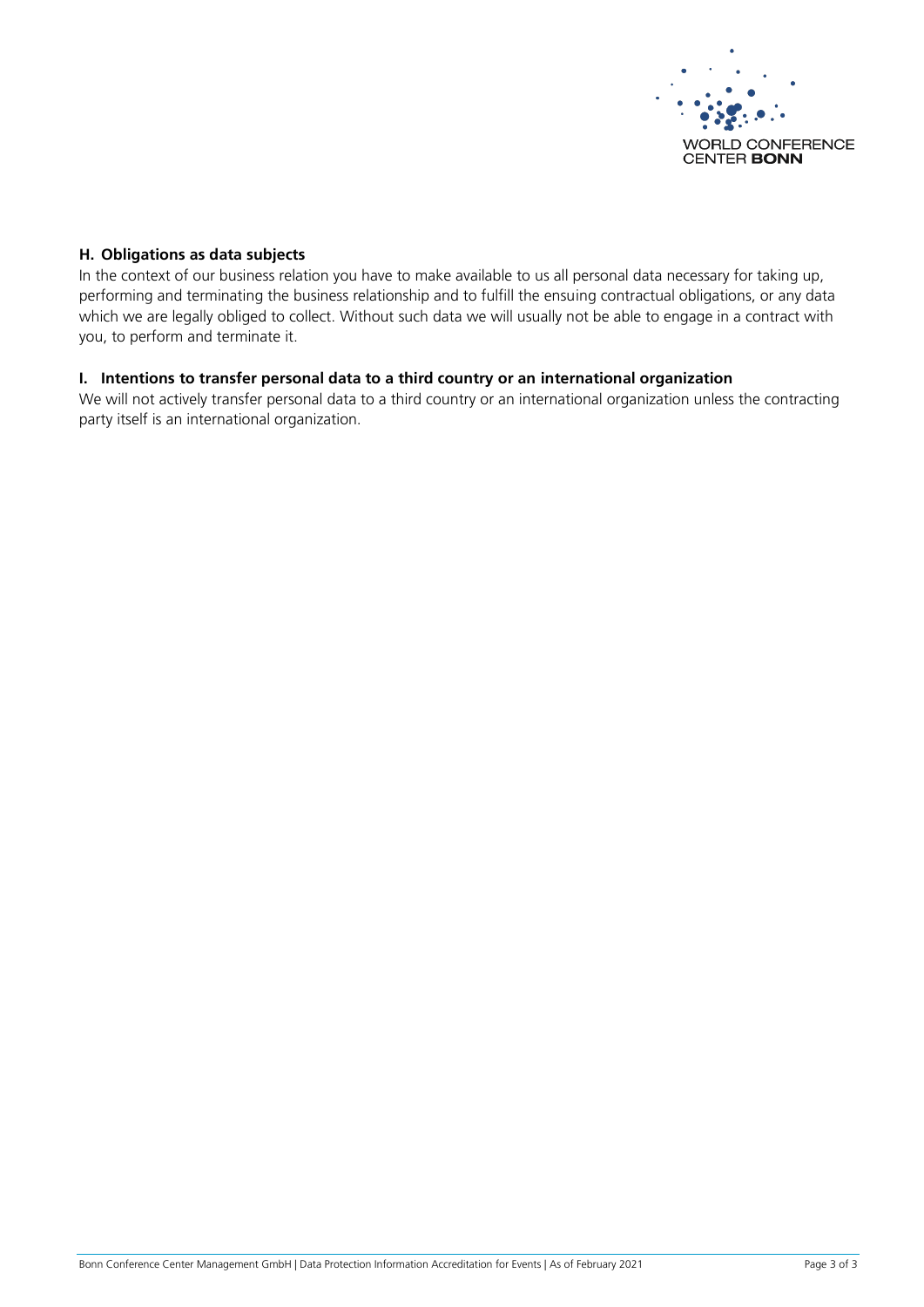## H. Obligations as data subjects

In the context of our business relation you have to make available to us all personal data necessary for taking up, performing and terminating the business relationship and to fulfill the ensuing contractual obligations, or any data which we are legally obliged to collect. Without such data we will usually not be able to engage in a contract with you, to perform and terminate it.

## I. Intentions to transfer personal data to a third country or an international organization

We will not actively transfer personal data to a third country or an international organization unless the contracting party itself is an international organization.